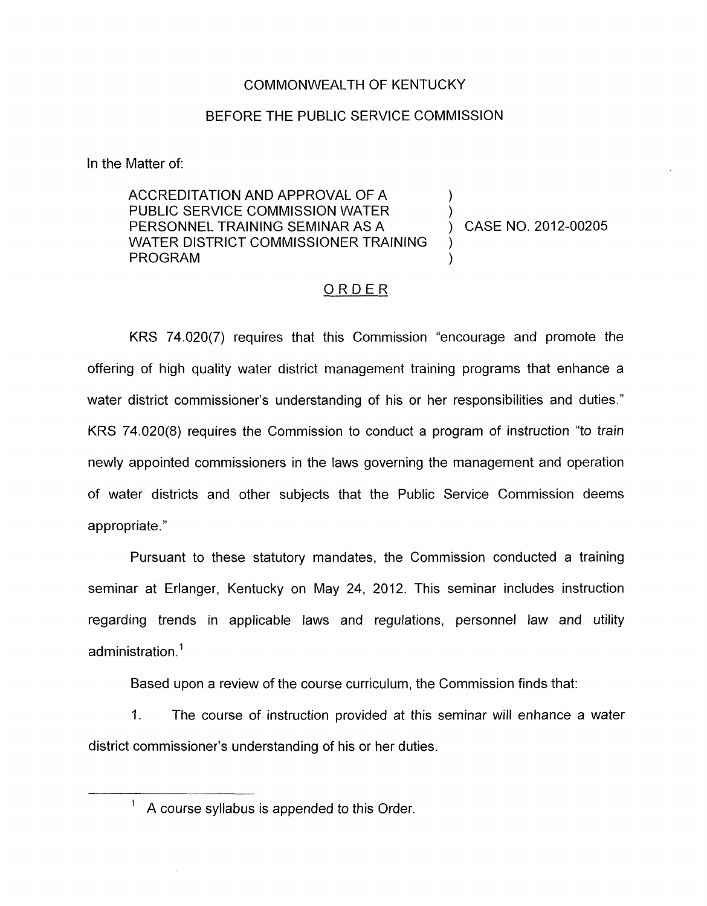COMMONWEALTH OF KENTUCKY

BEFORE THE PUBLIC SERVICE COMMISSION

In the Matter of:

| | | |
|---|---|---|
| ACCREDITATION AND APPROVAL OF A PUBLIC SERVICE COMMISSION WATER PERSONNEL TRAINING SEMINAR AS A WATER DISTRICT COMMISSIONER TRAINING PROGRAM | ) ) ) ) ) | CASE NO. 2012-00205 |

ORDER

KRS 74.020(7) requires that this Commission "encourage and promote the offering of high quality water district management training programs that enhance a water district commissioner's understanding of his or her responsibilities and duties." KRS 74.020(8) requires the Commission to conduct a program of instruction "to train newly appointed commissioners in the laws governing the management and operation of water districts and other subjects that the Public Service Commission deems appropriate."

Pursuant to these statutory mandates, the Commission conducted a training seminar at Erlanger, Kentucky on May 24, 2012. This seminar includes instruction regarding trends in applicable laws and regulations, personnel law and utility administration.[1]

Based upon a review of the course curriculum, the Commission finds that:

1. The course of instruction provided at this seminar will enhance a water district commissioner's understanding of his or her duties.

---

[1] A course syllabus is appended to this Order.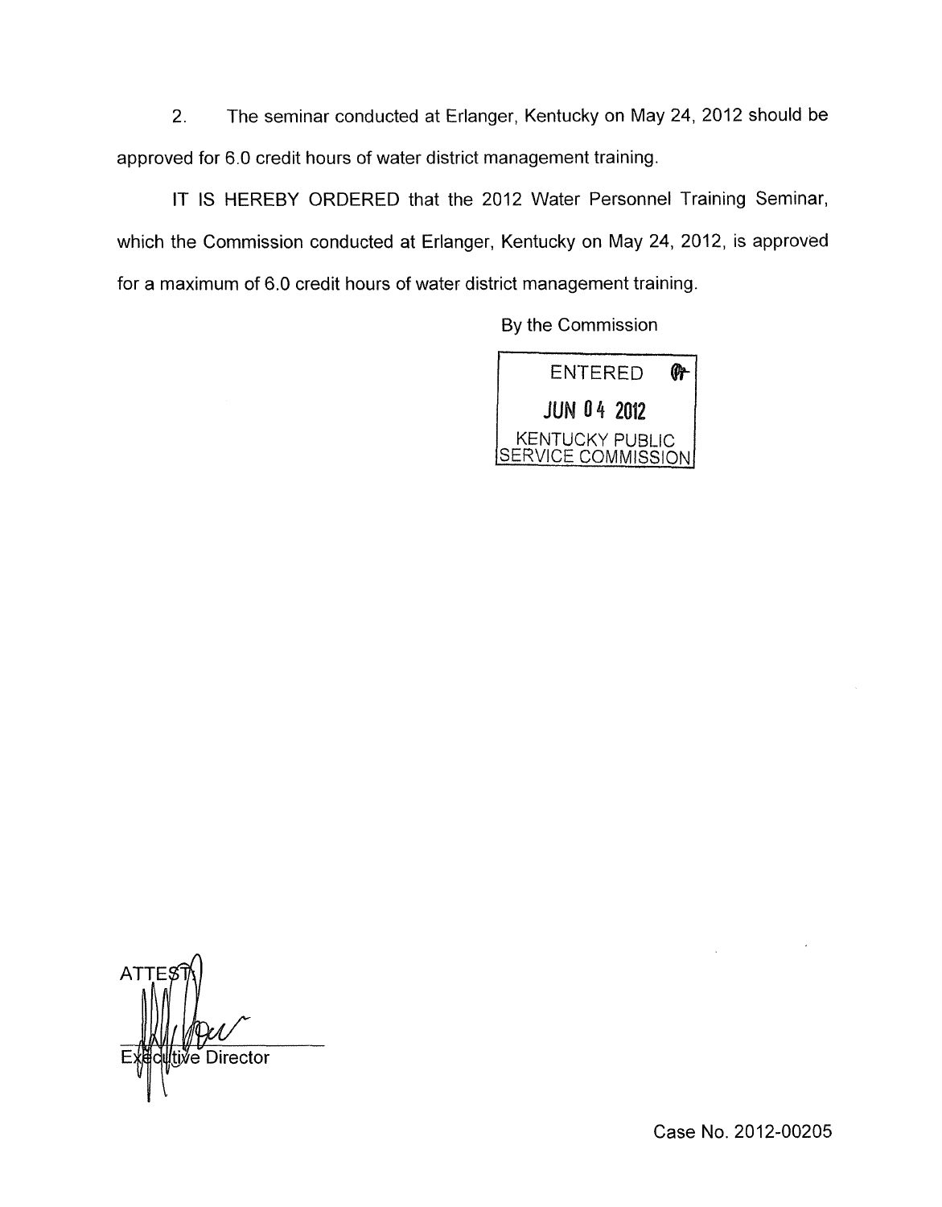2. The seminar conducted at Erlanger, Kentucky on May 24, 2012 should be approved for 6.0 credit hours of water district management training.

IT IS HEREBY ORDERED that the 2012 Water Personnel Training Seminar, which the Commission conducted at Erlanger, Kentucky on May 24, 2012, is approved for a maximum of 6.0 credit hours of water district management training.

By the Commission

ENTERED
JUN 04 2012
KENTUCKY PUBLIC SERVICE COMMISSION

ATTEST:

Executive Director

Case No. 2012-00205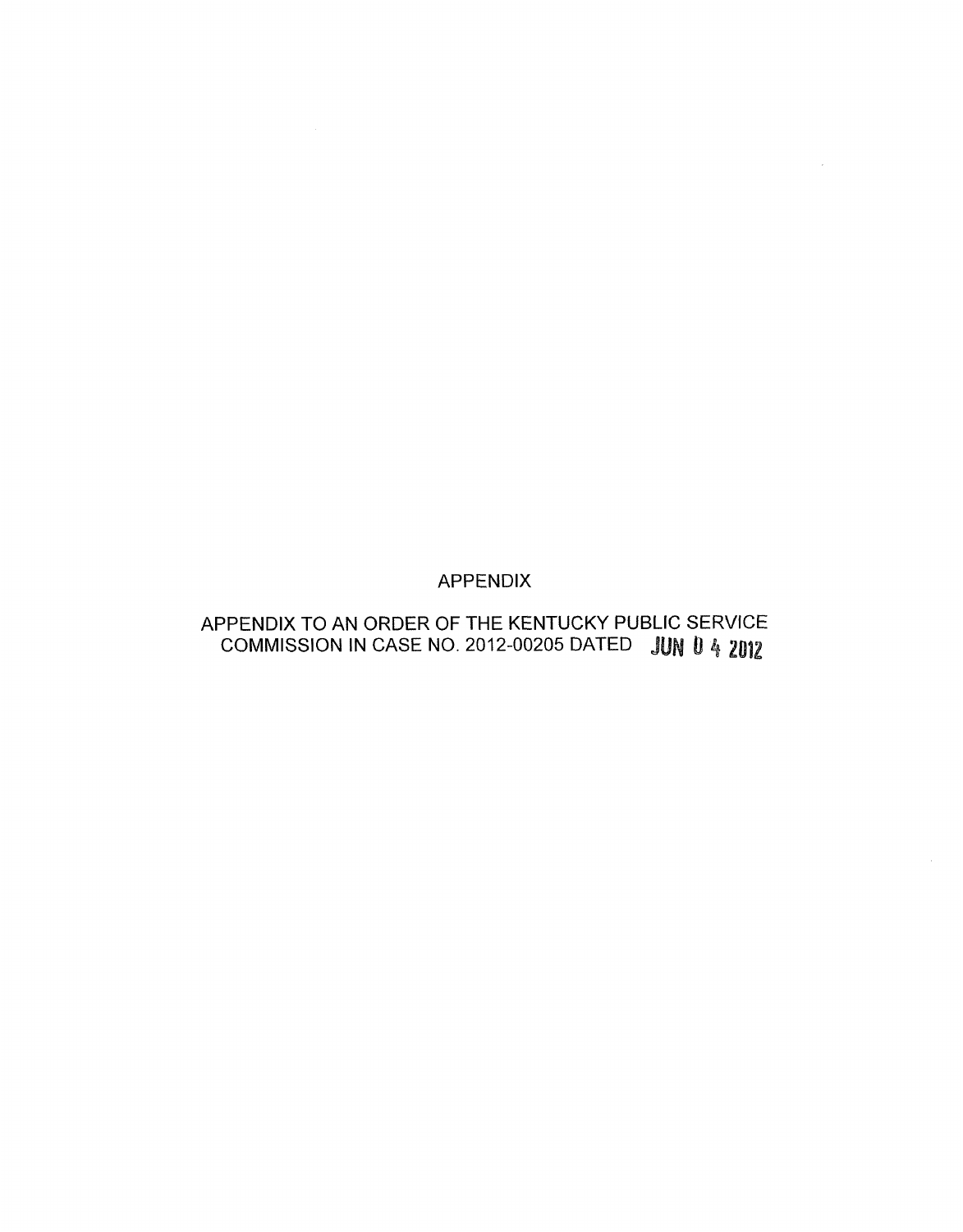# APPENDIX

APPENDIX TO AN ORDER OF THE KENTUCKY PUBLIC SERVICE COMMISSION IN CASE NO. 2012-00205 DATED JUN 04 2012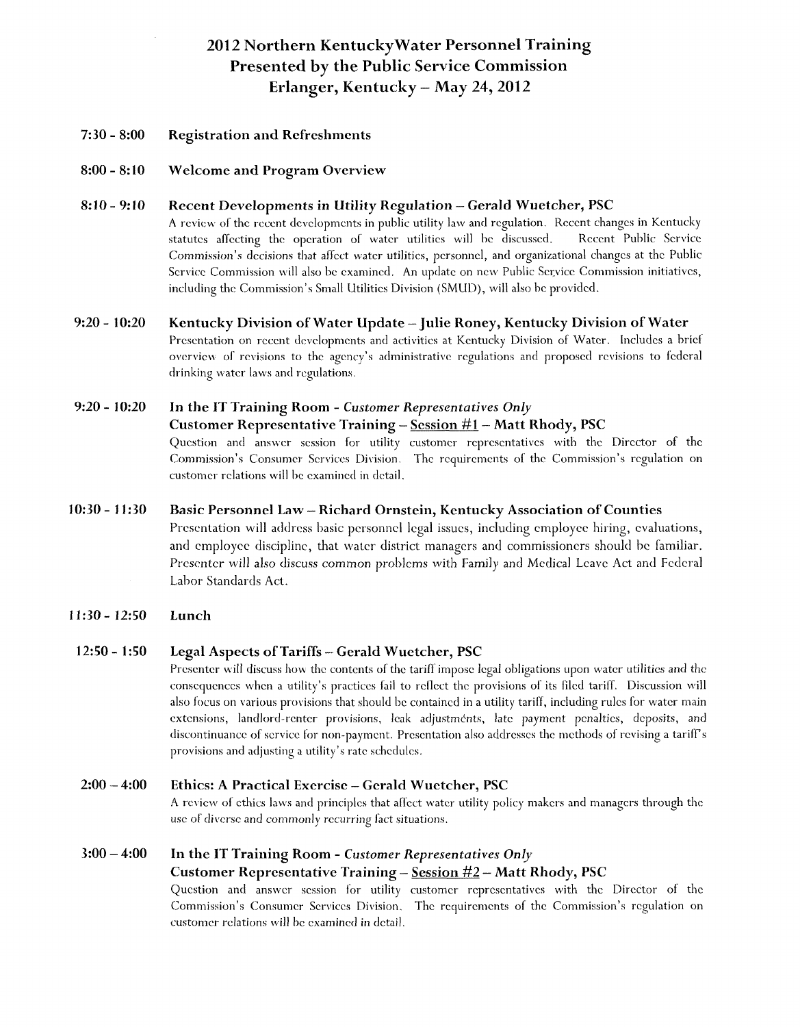# 2012 Northern KentuckyWater Personnel Training
# Presented by the Public Service Commission
# Erlanger, Kentucky – May 24, 2012

**7:30 - 8:00** **Registration and Refreshments**

**8:00 - 8:10** **Welcome and Program Overview**

**8:10 - 9:10** **Recent Developments in Utility Regulation – Gerald Wuetcher, PSC**

A review of the recent developments in public utility law and regulation. Recent changes in Kentucky statutes affecting the operation of water utilities will be discussed. Recent Public Service Commission's decisions that affect water utilities, personnel, and organizational changes at the Public Service Commission will also be examined. An update on new Public Service Commission initiatives, including the Commission's Small Utilities Division (SMUD), will also be provided.

**9:20 - 10:20** **Kentucky Division of Water Update – Julie Roney, Kentucky Division of Water**

Presentation on recent developments and activities at Kentucky Division of Water. Includes a brief overview of revisions to the agency's administrative regulations and proposed revisions to federal drinking water laws and regulations.

**9:20 - 10:20** **In the IT Training Room -** ***Customer Representatives Only***
**Customer Representative Training – Session #1 – Matt Rhody, PSC**

Question and answer session for utility customer representatives with the Director of the Commission's Consumer Services Division. The requirements of the Commission's regulation on customer relations will be examined in detail.

**10:30 - 11:30** **Basic Personnel Law – Richard Ornstein, Kentucky Association of Counties**

Presentation will address basic personnel legal issues, including employee hiring, evaluations, and employee discipline, that water district managers and commissioners should be familiar. Presenter will also discuss common problems with Family and Medical Leave Act and Federal Labor Standards Act.

**11:30 - 12:50** **Lunch**

**12:50 - 1:50** **Legal Aspects of Tariffs – Gerald Wuetcher, PSC**

Presenter will discuss how the contents of the tariff impose legal obligations upon water utilities and the consequences when a utility's practices fail to reflect the provisions of its filed tariff. Discussion will also focus on various provisions that should be contained in a utility tariff, including rules for water main extensions, landlord-renter provisions, leak adjustments, late payment penalties, deposits, and discontinuance of service for non-payment. Presentation also addresses the methods of revising a tariff's provisions and adjusting a utility's rate schedules.

**2:00 – 4:00** **Ethics: A Practical Exercise – Gerald Wuetcher, PSC**

A review of ethics laws and principles that affect water utility policy makers and managers through the use of diverse and commonly recurring fact situations.

**3:00 – 4:00** **In the IT Training Room -** ***Customer Representatives Only***
**Customer Representative Training – Session #2 – Matt Rhody, PSC**

Question and answer session for utility customer representatives with the Director of the Commission's Consumer Services Division. The requirements of the Commission's regulation on customer relations will be examined in detail.